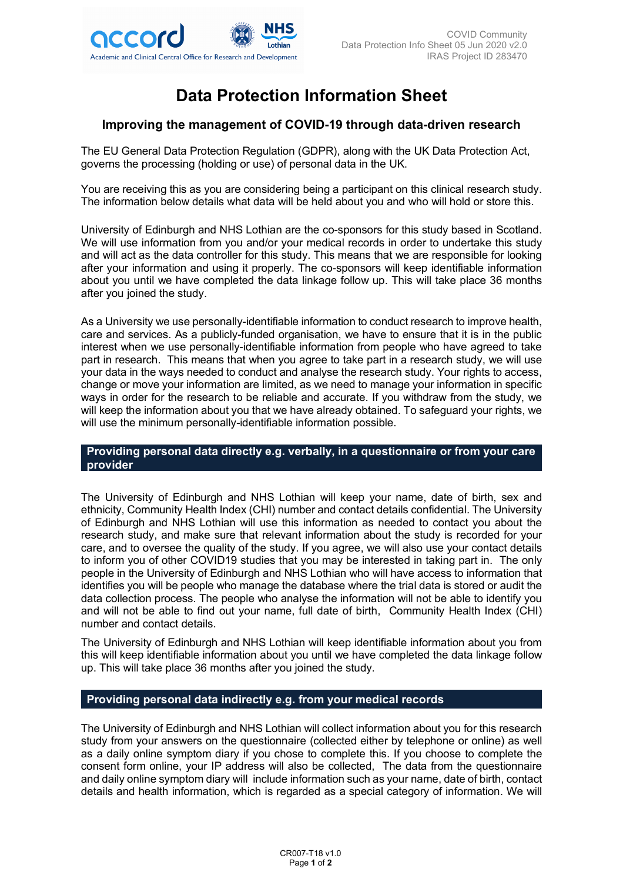# Data Protection Information Sheet

## Improving the management of COVID-19 through data-driven research

The EU General Data Protection Regulation (GDPR), along with the UK Data Protection Act, governs the processing (holding or use) of personal data in the UK.

You are receiving this as you are considering being a participant on this clinical research study. The information below details what data will be held about you and who will hold or store this.

University of Edinburgh and NHS Lothian are the co-sponsors for this study based in Scotland. We will use information from you and/or your medical records in order to undertake this study and will act as the data controller for this study. This means that we are responsible for looking after your information and using it properly. The co-sponsors will keep identifiable information about you until we have completed the data linkage follow up. This will take place 36 months after you joined the study.

As a University we use personally-identifiable information to conduct research to improve health, care and services. As a publicly-funded organisation, we have to ensure that it is in the public interest when we use personally-identifiable information from people who have agreed to take part in research. This means that when you agree to take part in a research study, we will use your data in the ways needed to conduct and analyse the research study. Your rights to access, change or move your information are limited, as we need to manage your information in specific ways in order for the research to be reliable and accurate. If you withdraw from the study, we will keep the information about you that we have already obtained. To safeguard your rights, we will use the minimum personally-identifiable information possible.

### Providing personal data directly e.g. verbally, in a questionnaire or from your care provider

The University of Edinburgh and NHS Lothian will keep your name, date of birth, sex and ethnicity, Community Health Index (CHI) number and contact details confidential. The University of Edinburgh and NHS Lothian will use this information as needed to contact you about the research study, and make sure that relevant information about the study is recorded for your care, and to oversee the quality of the study. If you agree, we will also use your contact details to inform you of other COVID19 studies that you may be interested in taking part in. The only people in the University of Edinburgh and NHS Lothian who will have access to information that identifies you will be people who manage the database where the trial data is stored or audit the data collection process. The people who analyse the information will not be able to identify you and will not be able to find out your name, full date of birth, Community Health Index (CHI) number and contact details.

The University of Edinburgh and NHS Lothian will keep identifiable information about you from this will keep identifiable information about you until we have completed the data linkage follow up. This will take place 36 months after you joined the study.

### Providing personal data indirectly e.g. from your medical records

The University of Edinburgh and NHS Lothian will collect information about you for this research study from your answers on the questionnaire (collected either by telephone or online) as well as a daily online symptom diary if you chose to complete this. If you choose to complete the consent form online, your IP address will also be collected, The data from the questionnaire and daily online symptom diary will include information such as your name, date of birth, contact details and health information, which is regarded as a special category of information. We will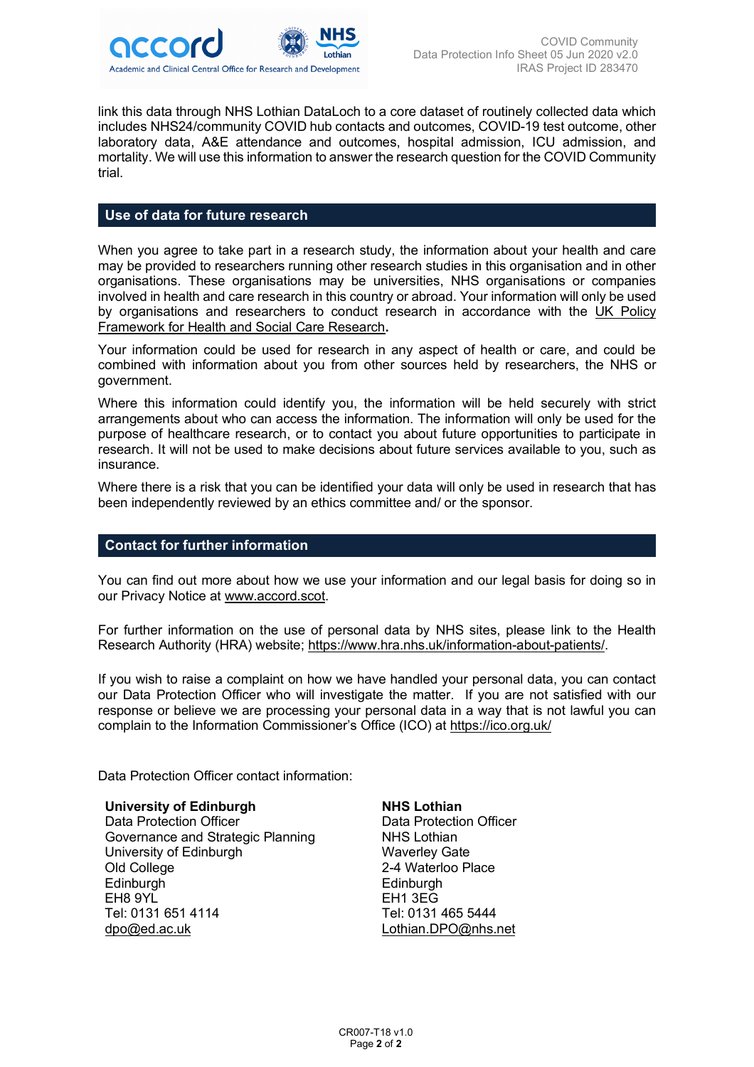link this data through NHS Lothian DataLoch to a core dataset of routinely collected data which includes NHS24/community COVID hub contacts and outcomes, COVID-19 test outcome, other laboratory data, A&E attendance and outcomes, hospital admission, ICU admission, and mortality. We will use this information to answer the research question for the COVID Community trial.

## Use of data for future research

When you agree to take part in a research study, the information about your health and care may be provided to researchers running other research studies in this organisation and in other organisations. These organisations may be universities, NHS organisations or companies involved in health and care research in this country or abroad. Your information will only be used by organisations and researchers to conduct research in accordance with the UK Policy Framework for Health and Social Care Research.

Your information could be used for research in any aspect of health or care, and could be combined with information about you from other sources held by researchers, the NHS or government.

Where this information could identify you, the information will be held securely with strict arrangements about who can access the information. The information will only be used for the purpose of healthcare research, or to contact you about future opportunities to participate in research. It will not be used to make decisions about future services available to you, such as insurance.

Where there is a risk that you can be identified your data will only be used in research that has been independently reviewed by an ethics committee and/ or the sponsor.

## Contact for further information

You can find out more about how we use your information and our legal basis for doing so in our Privacy Notice at www.accord.scot.

For further information on the use of personal data by NHS sites, please link to the Health Research Authority (HRA) website; https://www.hra.nhs.uk/information-about-patients/.

If you wish to raise a complaint on how we have handled your personal data, you can contact our Data Protection Officer who will investigate the matter. If you are not satisfied with our response or believe we are processing your personal data in a way that is not lawful you can complain to the Information Commissioner's Office (ICO) at https://ico.org.uk/

Data Protection Officer contact information:

**University of Edinburgh**
Data Protection Officer
Governance and Strategic Planning
University of Edinburgh
Old College
Edinburgh
EH8 9YL
Tel: 0131 651 4114
dpo@ed.ac.uk

**NHS Lothian**
Data Protection Officer
NHS Lothian
Waverley Gate
2-4 Waterloo Place
Edinburgh
EH1 3EG
Tel: 0131 465 5444
Lothian.DPO@nhs.net